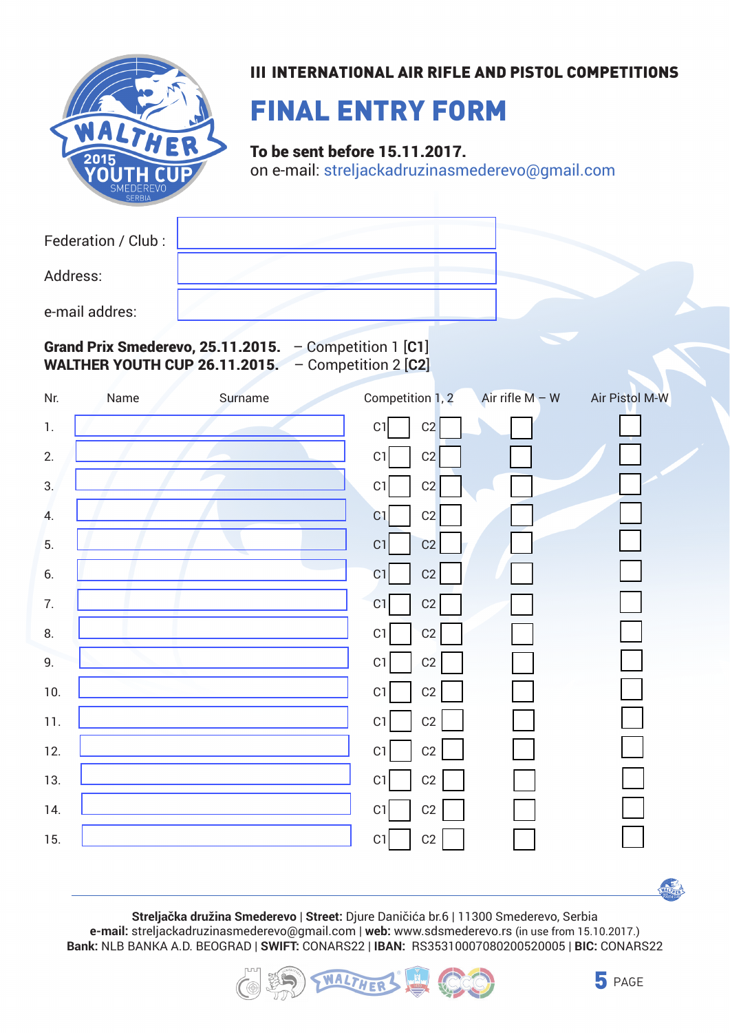III INTERNATIONAL AIR RIFLE AND PISTOL COMPETITIONS

# FINAL ENTRY FORM

**To be sent before 15.11.2017.**
on e-mail: streljackadruzinasmederevo@gmail.com

Federation / Club :

Address:

e-mail addres:

**Grand Prix Smederevo, 25.11.2015.** – Competition 1 **[C1]**
**WALTHER YOUTH CUP 26.11.2015.** – Competition 2 **[C2]**

| Nr. | Name | Surname | Competition 1, 2 | | Air rifle M – W | Air Pistol M-W |
|---|---|---|---|---|---|---|
| 1. | | | C1 ☐ | C2 ☐ | ☐ | ☐ |
| 2. | | | C1 ☐ | C2 ☐ | ☐ | ☐ |
| 3. | | | C1 ☐ | C2 ☐ | ☐ | ☐ |
| 4. | | | C1 ☐ | C2 ☐ | ☐ | ☐ |
| 5. | | | C1 ☐ | C2 ☐ | ☐ | ☐ |
| 6. | | | C1 ☐ | C2 ☐ | ☐ | ☐ |
| 7. | | | C1 ☐ | C2 ☐ | ☐ | ☐ |
| 8. | | | C1 ☐ | C2 ☐ | ☐ | ☐ |
| 9. | | | C1 ☐ | C2 ☐ | ☐ | ☐ |
| 10. | | | C1 ☐ | C2 ☐ | ☐ | ☐ |
| 11. | | | C1 ☐ | C2 ☐ | ☐ | ☐ |
| 12. | | | C1 ☐ | C2 ☐ | ☐ | ☐ |
| 13. | | | C1 ☐ | C2 ☐ | ☐ | ☐ |
| 14. | | | C1 ☐ | C2 ☐ | ☐ | ☐ |
| 15. | | | C1 ☐ | C2 ☐ | ☐ | ☐ |

**Streljačka družina Smederevo** | **Street:** Djure Daničića br.6 | 11300 Smederevo, Serbia
**e-mail:** streljackadruzinasmederevo@gmail.com | **web:** www.sdsmederevo.rs (in use from 15.10.2017.)
**Bank:** NLB BANKA A.D. BEOGRAD | **SWIFT:** CONARS22 | **IBAN:** RS35310007080200520005 | **BIC:** CONARS22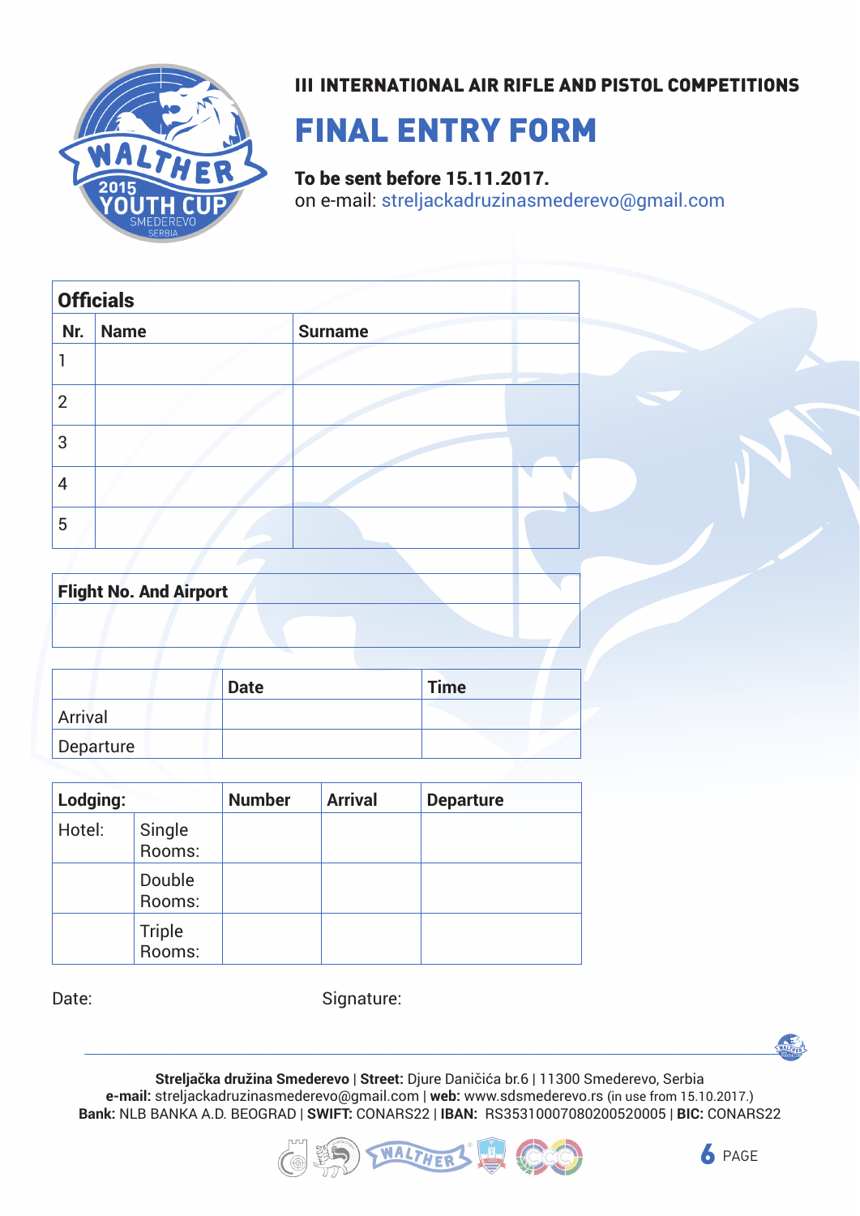III INTERNATIONAL AIR RIFLE AND PISTOL COMPETITIONS

# FINAL ENTRY FORM

**To be sent before 15.11.2017.**
on e-mail: streljackadruzinasmederevo@gmail.com

| **Officials** | | |
|---|---|---|
| **Nr.** | **Name** | **Surname** |
| 1 | | |
| 2 | | |
| 3 | | |
| 4 | | |
| 5 | | |

| **Flight No. And Airport** |
|---|
| |

| | **Date** | **Time** |
|---|---|---|
| Arrival | | |
| Departure | | |

| **Lodging:** | | **Number** | **Arrival** | **Departure** |
|---|---|---|---|---|
| Hotel: | Single Rooms: | | | |
| | Double Rooms: | | | |
| | Triple Rooms: | | | |

Date: Signature:

**Streljačka družina Smederevo** | **Street:** Djure Daničića br.6 | 11300 Smederevo, Serbia
**e-mail:** streljackadruzinasmederevo@gmail.com | **web:** www.sdsmederevo.rs (in use from 15.10.2017.)
**Bank:** NLB BANKA A.D. BEOGRAD | **SWIFT:** CONARS22 | **IBAN:** RS35310007080200520005 | **BIC:** CONARS22